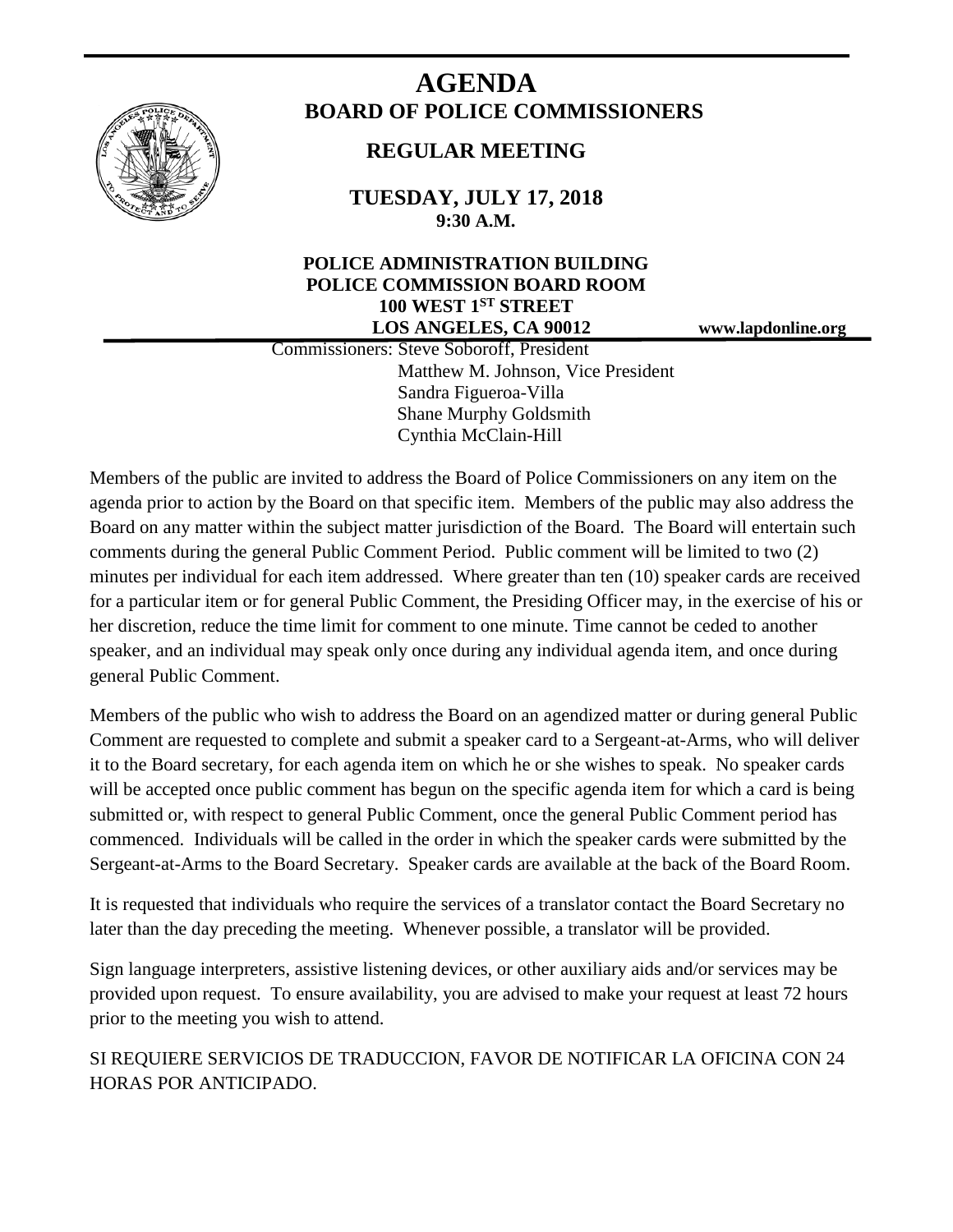# AGENDA
## BOARD OF POLICE COMMISSIONERS

### REGULAR MEETING

**TUESDAY, JULY 17, 2018**
**9:30 A.M.**

**POLICE ADMINISTRATION BUILDING**
**POLICE COMMISSION BOARD ROOM**
**100 WEST 1ST STREET**
**LOS ANGELES, CA 90012**

**www.lapdonline.org**

Commissioners: Steve Soboroff, President
Matthew M. Johnson, Vice President
Sandra Figueroa-Villa
Shane Murphy Goldsmith
Cynthia McClain-Hill

Members of the public are invited to address the Board of Police Commissioners on any item on the agenda prior to action by the Board on that specific item. Members of the public may also address the Board on any matter within the subject matter jurisdiction of the Board. The Board will entertain such comments during the general Public Comment Period. Public comment will be limited to two (2) minutes per individual for each item addressed. Where greater than ten (10) speaker cards are received for a particular item or for general Public Comment, the Presiding Officer may, in the exercise of his or her discretion, reduce the time limit for comment to one minute. Time cannot be ceded to another speaker, and an individual may speak only once during any individual agenda item, and once during general Public Comment.

Members of the public who wish to address the Board on an agendized matter or during general Public Comment are requested to complete and submit a speaker card to a Sergeant-at-Arms, who will deliver it to the Board secretary, for each agenda item on which he or she wishes to speak. No speaker cards will be accepted once public comment has begun on the specific agenda item for which a card is being submitted or, with respect to general Public Comment, once the general Public Comment period has commenced. Individuals will be called in the order in which the speaker cards were submitted by the Sergeant-at-Arms to the Board Secretary. Speaker cards are available at the back of the Board Room.

It is requested that individuals who require the services of a translator contact the Board Secretary no later than the day preceding the meeting. Whenever possible, a translator will be provided.

Sign language interpreters, assistive listening devices, or other auxiliary aids and/or services may be provided upon request. To ensure availability, you are advised to make your request at least 72 hours prior to the meeting you wish to attend.

SI REQUIERE SERVICIOS DE TRADUCCION, FAVOR DE NOTIFICAR LA OFICINA CON 24 HORAS POR ANTICIPADO.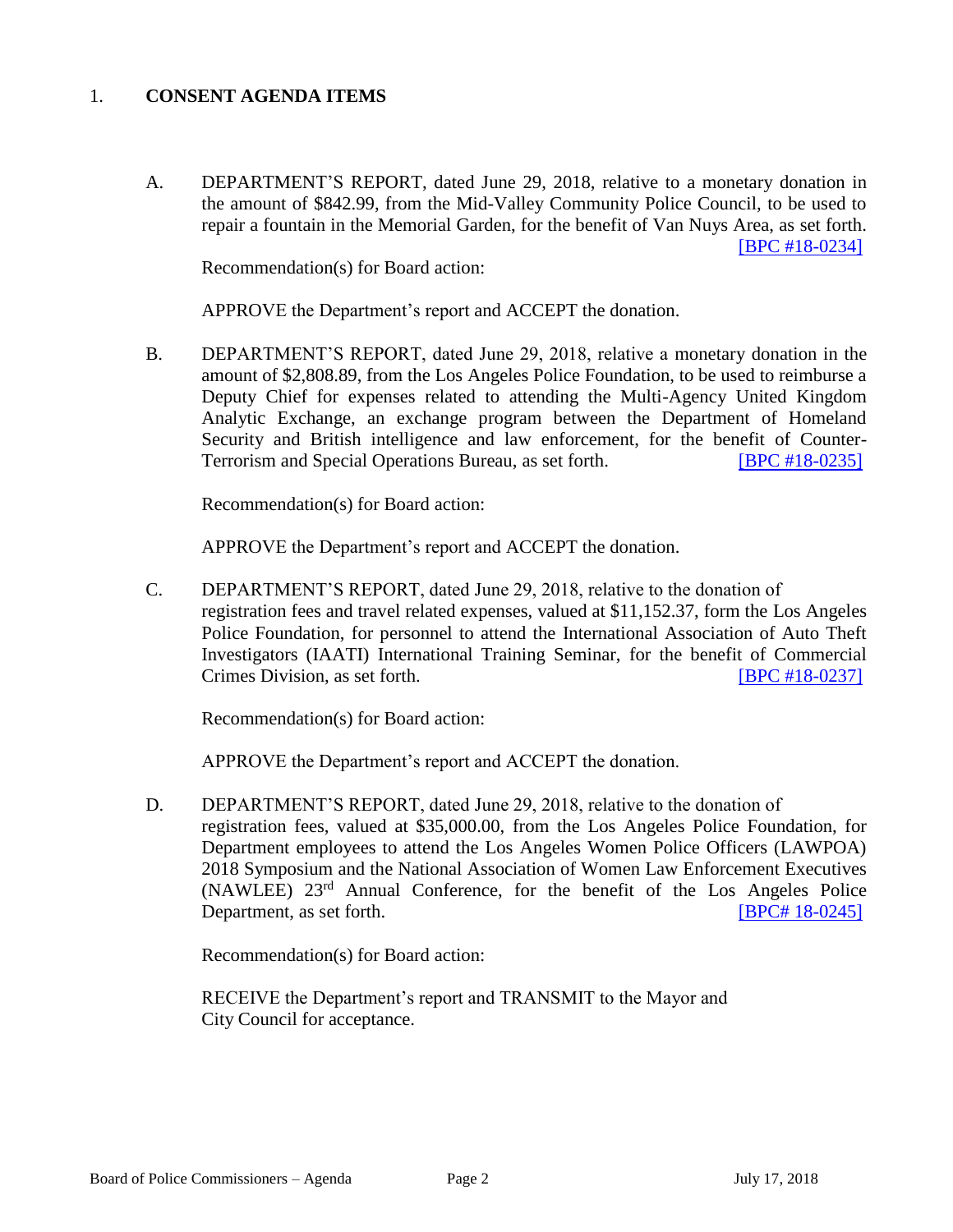1. **CONSENT AGENDA ITEMS**

A. DEPARTMENT'S REPORT, dated June 29, 2018, relative to a monetary donation in the amount of $842.99, from the Mid-Valley Community Police Council, to be used to repair a fountain in the Memorial Garden, for the benefit of Van Nuys Area, as set forth. [BPC #18-0234]

Recommendation(s) for Board action:

APPROVE the Department's report and ACCEPT the donation.

B. DEPARTMENT'S REPORT, dated June 29, 2018, relative a monetary donation in the amount of $2,808.89, from the Los Angeles Police Foundation, to be used to reimburse a Deputy Chief for expenses related to attending the Multi-Agency United Kingdom Analytic Exchange, an exchange program between the Department of Homeland Security and British intelligence and law enforcement, for the benefit of Counter-Terrorism and Special Operations Bureau, as set forth. [BPC #18-0235]

Recommendation(s) for Board action:

APPROVE the Department's report and ACCEPT the donation.

C. DEPARTMENT'S REPORT, dated June 29, 2018, relative to the donation of registration fees and travel related expenses, valued at $11,152.37, form the Los Angeles Police Foundation, for personnel to attend the International Association of Auto Theft Investigators (IAATI) International Training Seminar, for the benefit of Commercial Crimes Division, as set forth. [BPC #18-0237]

Recommendation(s) for Board action:

APPROVE the Department's report and ACCEPT the donation.

D. DEPARTMENT'S REPORT, dated June 29, 2018, relative to the donation of registration fees, valued at $35,000.00, from the Los Angeles Police Foundation, for Department employees to attend the Los Angeles Women Police Officers (LAWPOA) 2018 Symposium and the National Association of Women Law Enforcement Executives (NAWLEE) 23rd Annual Conference, for the benefit of the Los Angeles Police Department, as set forth. [BPC# 18-0245]

Recommendation(s) for Board action:

RECEIVE the Department's report and TRANSMIT to the Mayor and City Council for acceptance.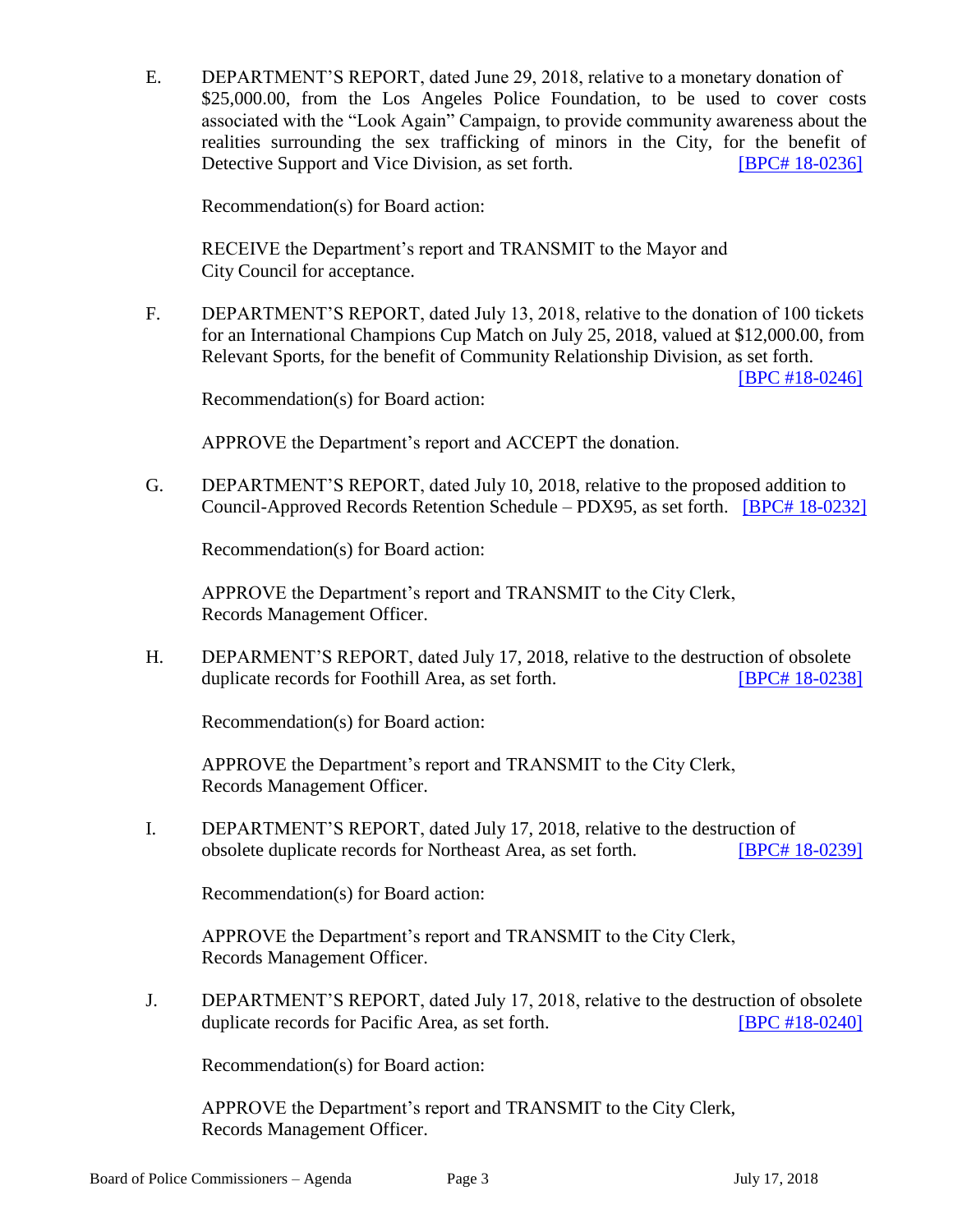E. DEPARTMENT'S REPORT, dated June 29, 2018, relative to a monetary donation of $25,000.00, from the Los Angeles Police Foundation, to be used to cover costs associated with the "Look Again" Campaign, to provide community awareness about the realities surrounding the sex trafficking of minors in the City, for the benefit of Detective Support and Vice Division, as set forth. [BPC# 18-0236]

   Recommendation(s) for Board action:

   RECEIVE the Department's report and TRANSMIT to the Mayor and City Council for acceptance.

F. DEPARTMENT'S REPORT, dated July 13, 2018, relative to the donation of 100 tickets for an International Champions Cup Match on July 25, 2018, valued at $12,000.00, from Relevant Sports, for the benefit of Community Relationship Division, as set forth. [BPC #18-0246]

   Recommendation(s) for Board action:

   APPROVE the Department's report and ACCEPT the donation.

G. DEPARTMENT'S REPORT, dated July 10, 2018, relative to the proposed addition to Council-Approved Records Retention Schedule – PDX95, as set forth. [BPC# 18-0232]

   Recommendation(s) for Board action:

   APPROVE the Department's report and TRANSMIT to the City Clerk, Records Management Officer.

H. DEPARMENT'S REPORT, dated July 17, 2018, relative to the destruction of obsolete duplicate records for Foothill Area, as set forth. [BPC# 18-0238]

   Recommendation(s) for Board action:

   APPROVE the Department's report and TRANSMIT to the City Clerk, Records Management Officer.

I. DEPARTMENT'S REPORT, dated July 17, 2018, relative to the destruction of obsolete duplicate records for Northeast Area, as set forth. [BPC# 18-0239]

   Recommendation(s) for Board action:

   APPROVE the Department's report and TRANSMIT to the City Clerk, Records Management Officer.

J. DEPARTMENT'S REPORT, dated July 17, 2018, relative to the destruction of obsolete duplicate records for Pacific Area, as set forth. [BPC #18-0240]

   Recommendation(s) for Board action:

   APPROVE the Department's report and TRANSMIT to the City Clerk, Records Management Officer.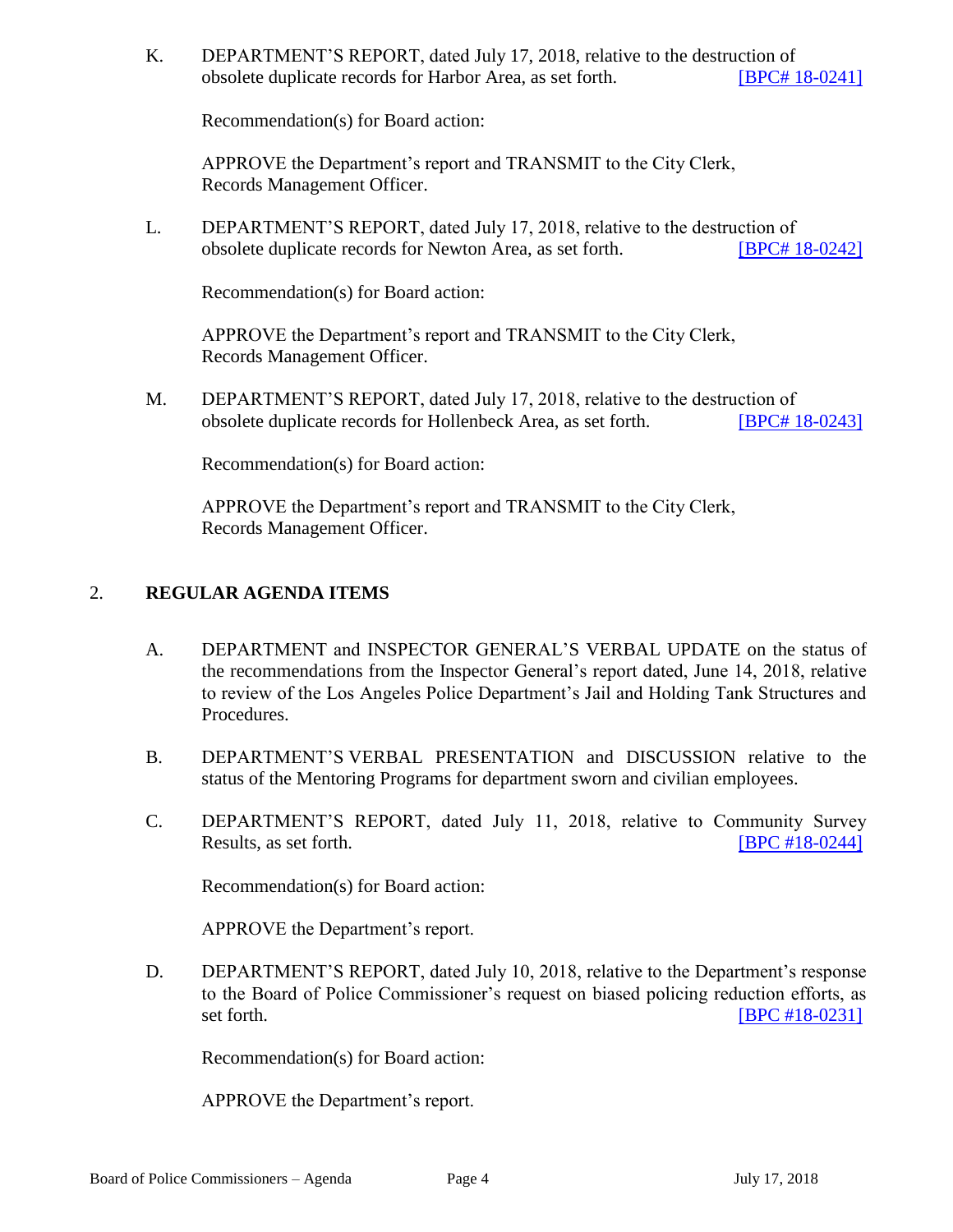K. DEPARTMENT'S REPORT, dated July 17, 2018, relative to the destruction of obsolete duplicate records for Harbor Area, as set forth. [BPC# 18-0241]

Recommendation(s) for Board action:

APPROVE the Department's report and TRANSMIT to the City Clerk, Records Management Officer.

L. DEPARTMENT'S REPORT, dated July 17, 2018, relative to the destruction of obsolete duplicate records for Newton Area, as set forth. [BPC# 18-0242]

Recommendation(s) for Board action:

APPROVE the Department's report and TRANSMIT to the City Clerk, Records Management Officer.

M. DEPARTMENT'S REPORT, dated July 17, 2018, relative to the destruction of obsolete duplicate records for Hollenbeck Area, as set forth. [BPC# 18-0243]

Recommendation(s) for Board action:

APPROVE the Department's report and TRANSMIT to the City Clerk, Records Management Officer.

## 2. **REGULAR AGENDA ITEMS**

A. DEPARTMENT and INSPECTOR GENERAL'S VERBAL UPDATE on the status of the recommendations from the Inspector General's report dated, June 14, 2018, relative to review of the Los Angeles Police Department's Jail and Holding Tank Structures and Procedures.

B. DEPARTMENT'S VERBAL PRESENTATION and DISCUSSION relative to the status of the Mentoring Programs for department sworn and civilian employees.

C. DEPARTMENT'S REPORT, dated July 11, 2018, relative to Community Survey Results, as set forth. [BPC #18-0244]

Recommendation(s) for Board action:

APPROVE the Department's report.

D. DEPARTMENT'S REPORT, dated July 10, 2018, relative to the Department's response to the Board of Police Commissioner's request on biased policing reduction efforts, as set forth. [BPC #18-0231]

Recommendation(s) for Board action:

APPROVE the Department's report.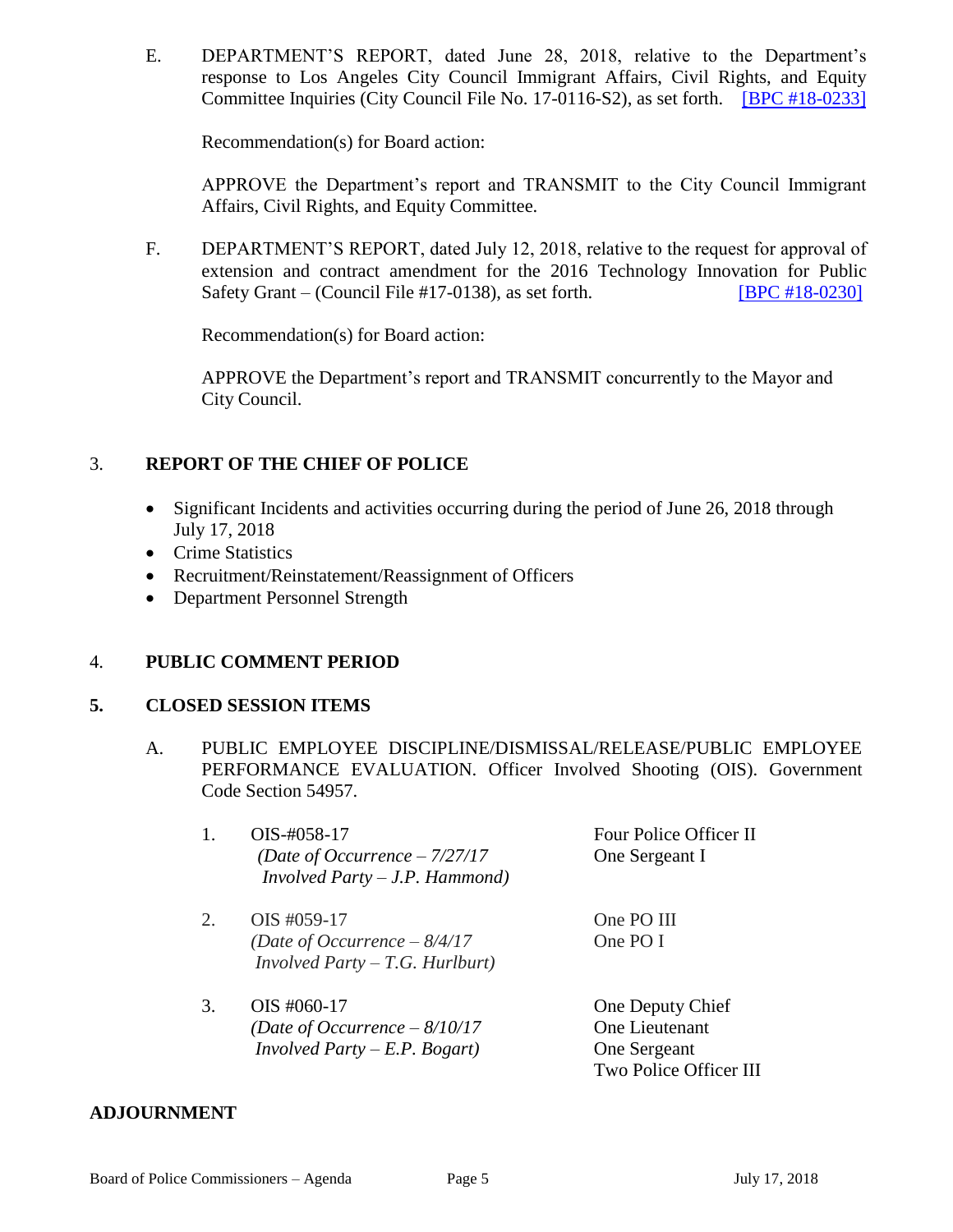E. DEPARTMENT'S REPORT, dated June 28, 2018, relative to the Department's response to Los Angeles City Council Immigrant Affairs, Civil Rights, and Equity Committee Inquiries (City Council File No. 17-0116-S2), as set forth. [BPC #18-0233]

Recommendation(s) for Board action:

APPROVE the Department's report and TRANSMIT to the City Council Immigrant Affairs, Civil Rights, and Equity Committee.

F. DEPARTMENT'S REPORT, dated July 12, 2018, relative to the request for approval of extension and contract amendment for the 2016 Technology Innovation for Public Safety Grant – (Council File #17-0138), as set forth. [BPC #18-0230]

Recommendation(s) for Board action:

APPROVE the Department's report and TRANSMIT concurrently to the Mayor and City Council.

## 3. REPORT OF THE CHIEF OF POLICE

- Significant Incidents and activities occurring during the period of June 26, 2018 through July 17, 2018
- Crime Statistics
- Recruitment/Reinstatement/Reassignment of Officers
- Department Personnel Strength

## 4. PUBLIC COMMENT PERIOD

## 5. CLOSED SESSION ITEMS

A. PUBLIC EMPLOYEE DISCIPLINE/DISMISSAL/RELEASE/PUBLIC EMPLOYEE PERFORMANCE EVALUATION. Officer Involved Shooting (OIS). Government Code Section 54957.

1. OIS-#058-17
   *(Date of Occurrence – 7/27/17*
   *Involved Party – J.P. Hammond)*

   Four Police Officer II
   One Sergeant I

2. OIS #059-17
   *(Date of Occurrence – 8/4/17*
   *Involved Party – T.G. Hurlburt)*

   One PO III
   One PO I

3. OIS #060-17
   *(Date of Occurrence – 8/10/17*
   *Involved Party – E.P. Bogart)*

   One Deputy Chief
   One Lieutenant
   One Sergeant
   Two Police Officer III

## ADJOURNMENT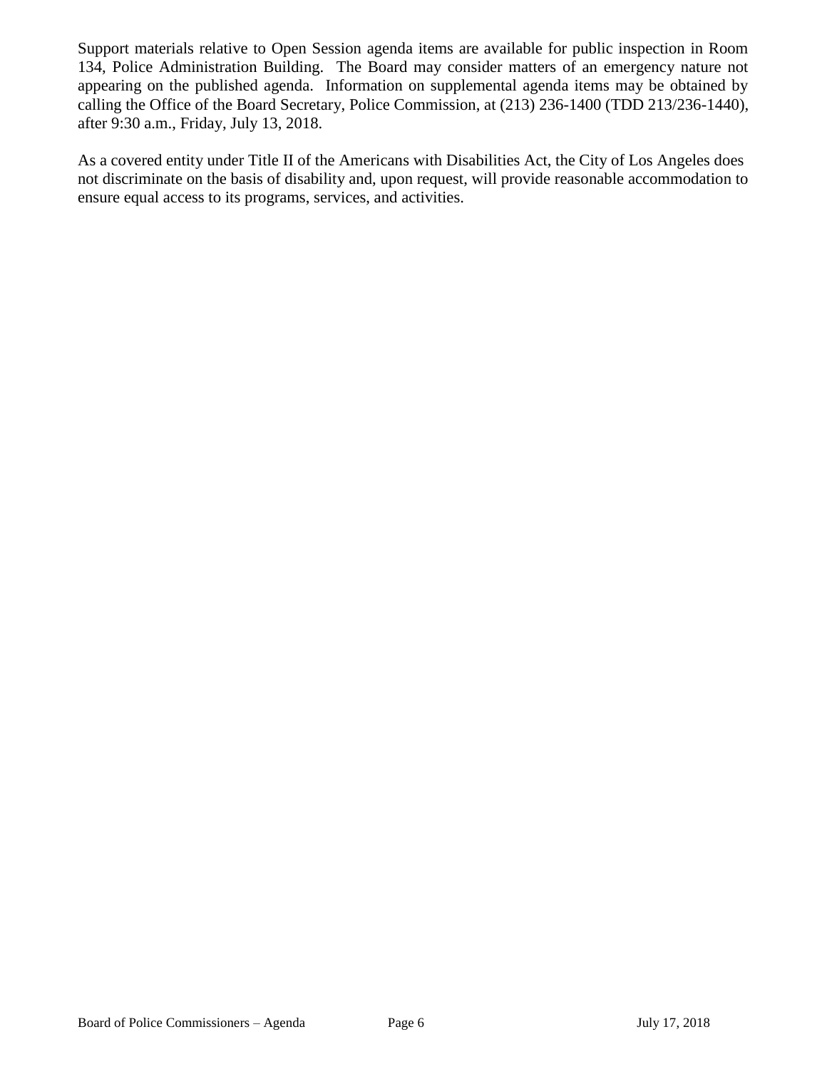Support materials relative to Open Session agenda items are available for public inspection in Room 134, Police Administration Building. The Board may consider matters of an emergency nature not appearing on the published agenda. Information on supplemental agenda items may be obtained by calling the Office of the Board Secretary, Police Commission, at (213) 236-1400 (TDD 213/236-1440), after 9:30 a.m., Friday, July 13, 2018.

As a covered entity under Title II of the Americans with Disabilities Act, the City of Los Angeles does not discriminate on the basis of disability and, upon request, will provide reasonable accommodation to ensure equal access to its programs, services, and activities.